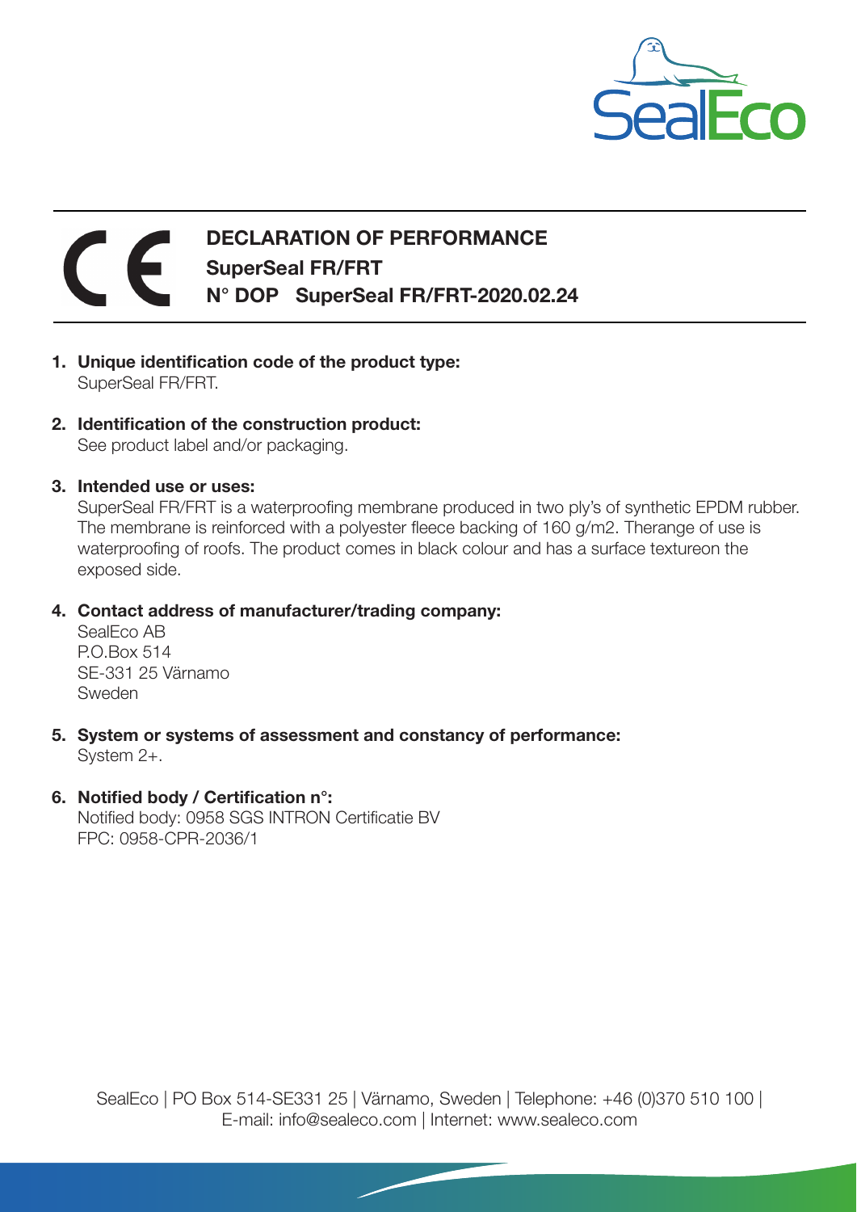# DECLARATION OF PERFORMANCE

## SuperSeal FR/FRT

## N° DOP SuperSeal FR/FRT-2020.02.24

1. **Unique identification code of the product type:**
   SuperSeal FR/FRT.

2. **Identification of the construction product:**
   See product label and/or packaging.

3. **Intended use or uses:**
   SuperSeal FR/FRT is a waterproofing membrane produced in two ply's of synthetic EPDM rubber. The membrane is reinforced with a polyester fleece backing of 160 g/m2. Therange of use is waterproofing of roofs. The product comes in black colour and has a surface textureon the exposed side.

4. **Contact address of manufacturer/trading company:**
   SealEco AB
   P.O.Box 514
   SE-331 25 Värnamo
   Sweden

5. **System or systems of assessment and constancy of performance:**
   System 2+.

6. **Notified body / Certification n°:**
   Notified body: 0958 SGS INTRON Certificatie BV
   FPC: 0958-CPR-2036/1

SealEco | PO Box 514-SE331 25 | Värnamo, Sweden | Telephone: +46 (0)370 510 100 |
E-mail: info@sealeco.com | Internet: www.sealeco.com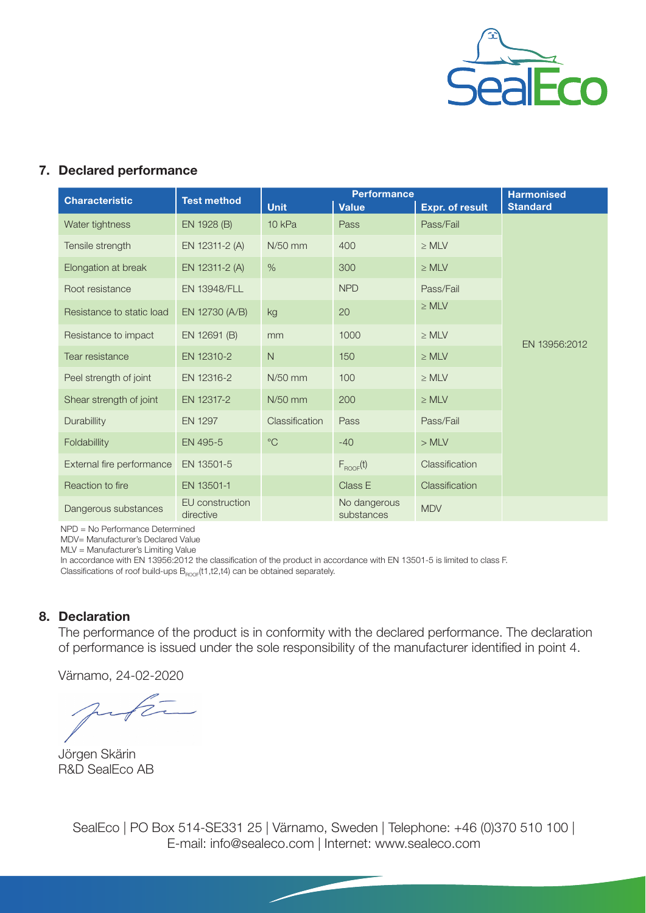## 7. Declared performance

| Characteristic | Test method | Performance | | | Harmonised Standard |
|---|---|---|---|---|---|
| | | Unit | Value | Expr. of result | |
| Water tightness | EN 1928 (B) | 10 kPa | Pass | Pass/Fail | EN 13956:2012 |
| Tensile strength | EN 12311-2 (A) | N/50 mm | 400 | ≥ MLV | |
| Elongation at break | EN 12311-2 (A) | % | 300 | ≥ MLV | |
| Root resistance | EN 13948/FLL | | NPD | Pass/Fail | |
| Resistance to static load | EN 12730 (A/B) | kg | 20 | ≥ MLV | |
| Resistance to impact | EN 12691 (B) | mm | 1000 | ≥ MLV | |
| Tear resistance | EN 12310-2 | N | 150 | ≥ MLV | |
| Peel strength of joint | EN 12316-2 | N/50 mm | 100 | ≥ MLV | |
| Shear strength of joint | EN 12317-2 | N/50 mm | 200 | ≥ MLV | |
| Durabillity | EN 1297 | Classification | Pass | Pass/Fail | |
| Foldabillity | EN 495-5 | °C | -40 | > MLV | |
| External fire performance | EN 13501-5 | | $F_{ROOF}$(t) | Classification | |
| Reaction to fire | EN 13501-1 | | Class E | Classification | |
| Dangerous substances | EU construction directive | | No dangerous substances | MDV | |

NPD = No Performance Determined
MDV= Manufacturer's Declared Value
MLV = Manufacturer's Limiting Value
In accordance with EN 13956:2012 the classification of the product in accordance with EN 13501-5 is limited to class F.
Classifications of roof build-ups $B_{ROOF}$(t1,t2,t4) can be obtained separately.

## 8. Declaration

The performance of the product is in conformity with the declared performance. The declaration of performance is issued under the sole responsibility of the manufacturer identified in point 4.

Värnamo, 24-02-2020

Jörgen Skärin
R&D SealEco AB

SealEco | PO Box 514-SE331 25 | Värnamo, Sweden | Telephone: +46 (0)370 510 100 |
E-mail: info@sealeco.com | Internet: www.sealeco.com